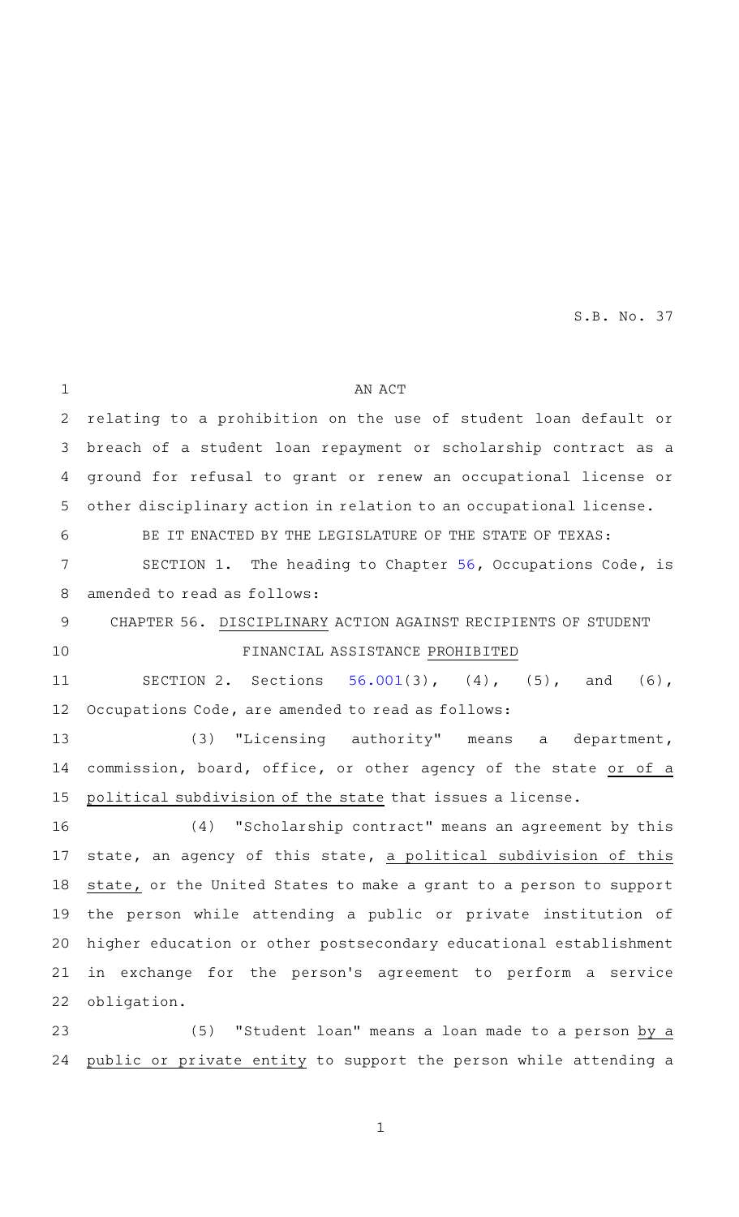S.B. No. 37

AN ACT

relating to a prohibition on the use of student loan default or breach of a student loan repayment or scholarship contract as a ground for refusal to grant or renew an occupational license or other disciplinary action in relation to an occupational license.

BE IT ENACTED BY THE LEGISLATURE OF THE STATE OF TEXAS:

SECTION 1. The heading to Chapter 56, Occupations Code, is amended to read as follows:

CHAPTER 56. DISCIPLINARY ACTION AGAINST RECIPIENTS OF STUDENT FINANCIAL ASSISTANCE PROHIBITED

SECTION 2. Sections 56.001(3), (4), (5), and (6), Occupations Code, are amended to read as follows:

(3) "Licensing authority" means a department, commission, board, office, or other agency of the state or of a political subdivision of the state that issues a license.

(4) "Scholarship contract" means an agreement by this state, an agency of this state, a political subdivision of this state, or the United States to make a grant to a person to support the person while attending a public or private institution of higher education or other postsecondary educational establishment in exchange for the person's agreement to perform a service obligation.

(5) "Student loan" means a loan made to a person by a public or private entity to support the person while attending a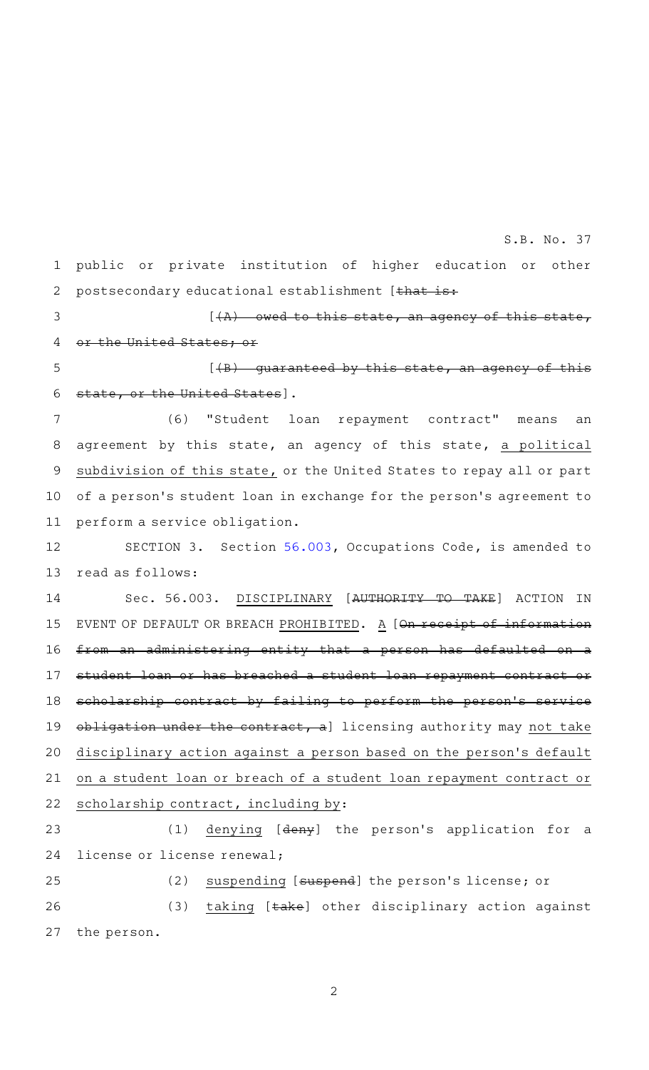public or private institution of higher education or other postsecondary educational establishment [~~that is:~~

[~~(A) owed to this state, an agency of this state, or the United States; or~~

[~~(B) guaranteed by this state, an agency of this state, or the United States~~].

(6) "Student loan repayment contract" means an agreement by this state, an agency of this state, a political subdivision of this state, or the United States to repay all or part of a person's student loan in exchange for the person's agreement to perform a service obligation.

SECTION 3. Section 56.003, Occupations Code, is amended to read as follows:

Sec. 56.003. DISCIPLINARY [~~AUTHORITY TO TAKE~~] ACTION IN EVENT OF DEFAULT OR BREACH PROHIBITED. A [~~On receipt of information from an administering entity that a person has defaulted on a student loan or has breached a student loan repayment contract or scholarship contract by failing to perform the person's service obligation under the contract, a~~] licensing authority may not take disciplinary action against a person based on the person's default on a student loan or breach of a student loan repayment contract or scholarship contract, including by:

(1) denying [~~deny~~] the person's application for a license or license renewal;

(2) suspending [~~suspend~~] the person's license; or

(3) taking [~~take~~] other disciplinary action against the person.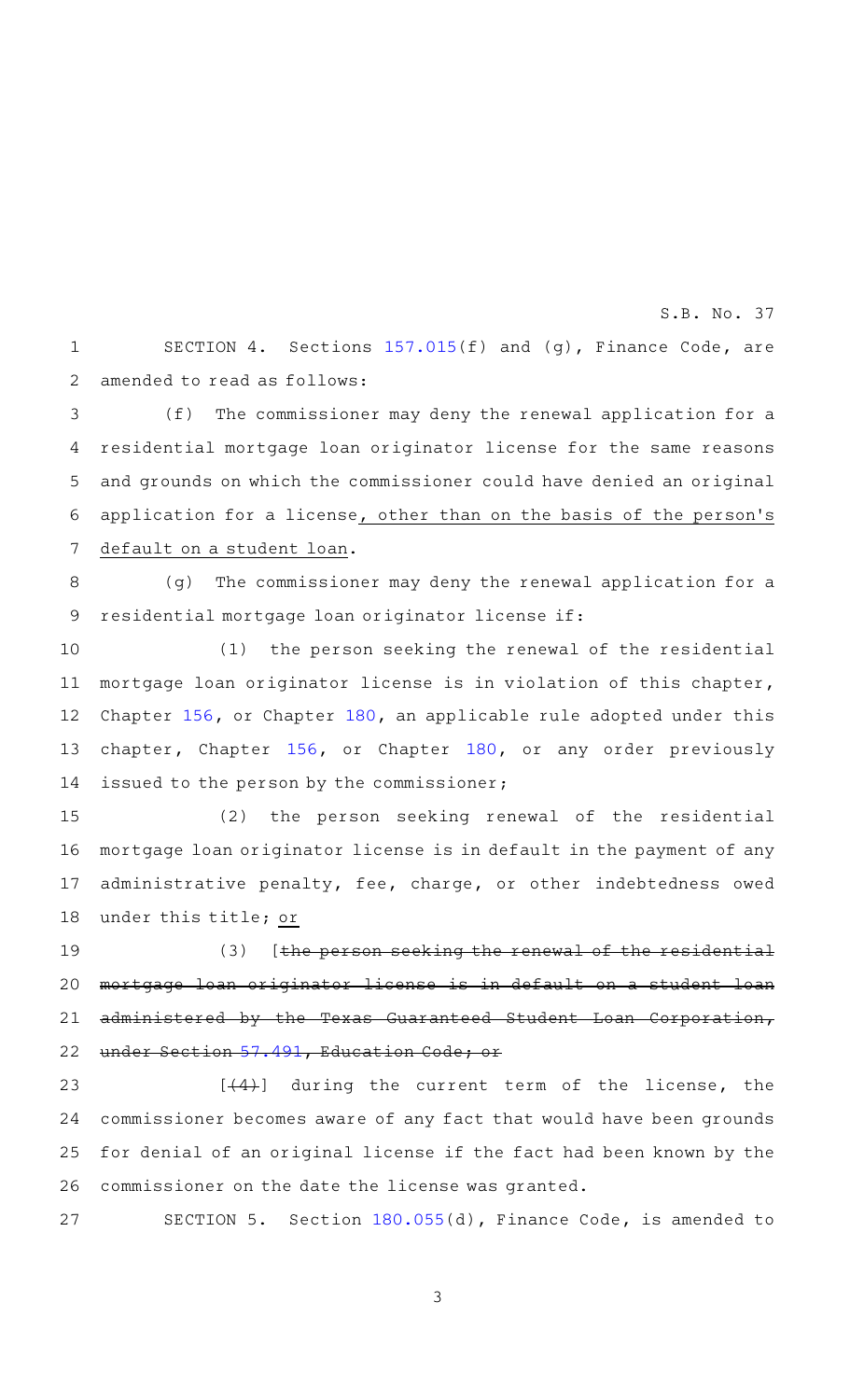SECTION 4. Sections 157.015(f) and (g), Finance Code, are amended to read as follows:

(f) The commissioner may deny the renewal application for a residential mortgage loan originator license for the same reasons and grounds on which the commissioner could have denied an original application for a license<u>, other than on the basis of the person's default on a student loan</u>.

(g) The commissioner may deny the renewal application for a residential mortgage loan originator license if:

(1) the person seeking the renewal of the residential mortgage loan originator license is in violation of this chapter, Chapter 156, or Chapter 180, an applicable rule adopted under this chapter, Chapter 156, or Chapter 180, or any order previously issued to the person by the commissioner;

(2) the person seeking renewal of the residential mortgage loan originator license is in default in the payment of any administrative penalty, fee, charge, or other indebtedness owed under this title; <u>or</u>

(3) [~~the person seeking the renewal of the residential mortgage loan originator license is in default on a student loan administered by the Texas Guaranteed Student Loan Corporation, under Section 57.491, Education Code; or~~

[~~(4)~~] during the current term of the license, the commissioner becomes aware of any fact that would have been grounds for denial of an original license if the fact had been known by the commissioner on the date the license was granted.

SECTION 5. Section 180.055(d), Finance Code, is amended to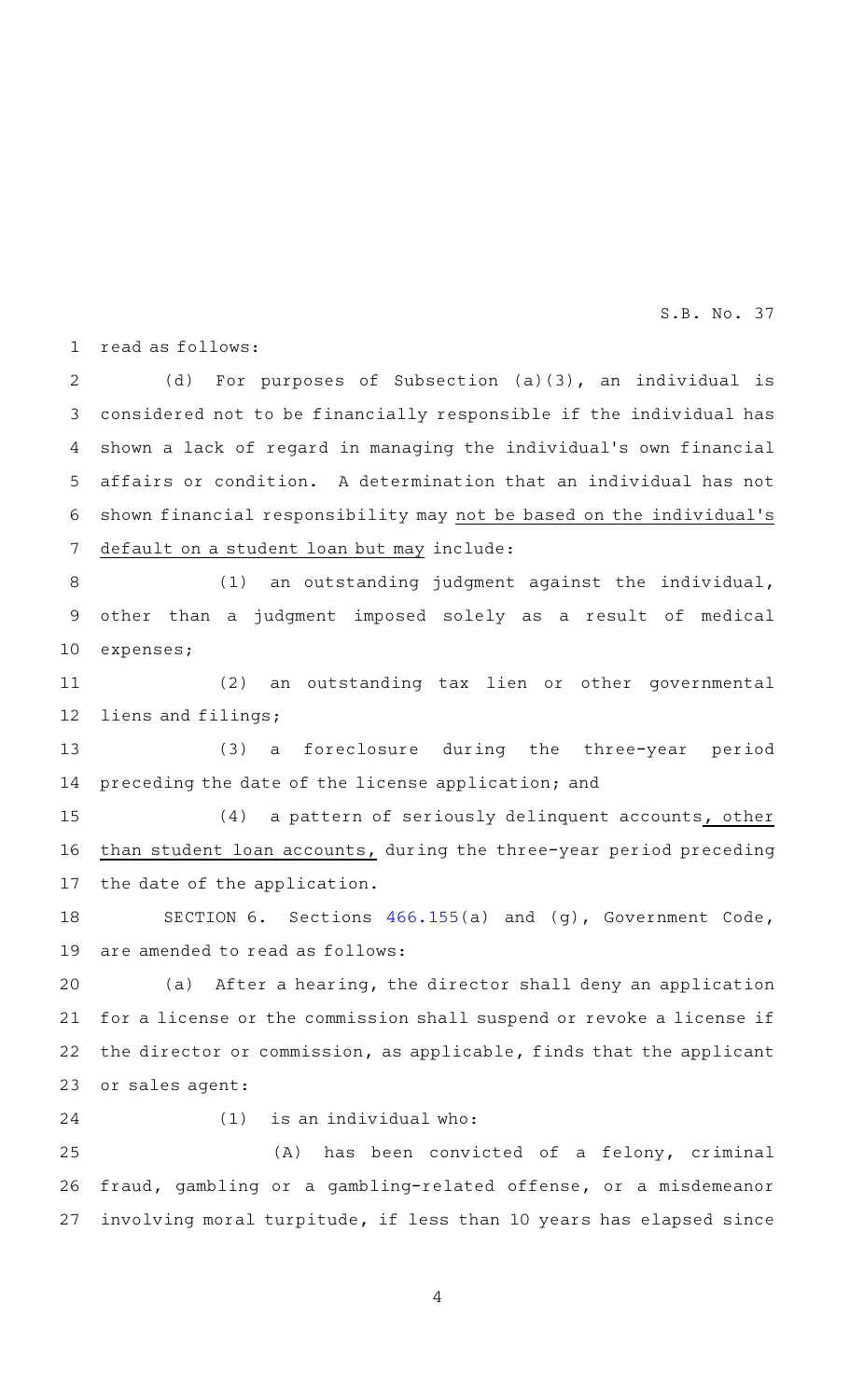read as follows:

(d) For purposes of Subsection (a)(3), an individual is considered not to be financially responsible if the individual has shown a lack of regard in managing the individual's own financial affairs or condition. A determination that an individual has not shown financial responsibility may <u>not be based on the individual's default on a student loan but may</u> include:

(1) an outstanding judgment against the individual, other than a judgment imposed solely as a result of medical expenses;

(2) an outstanding tax lien or other governmental liens and filings;

(3) a foreclosure during the three-year period preceding the date of the license application; and

(4) a pattern of seriously delinquent accounts<u>, other than student loan accounts,</u> during the three-year period preceding the date of the application.

SECTION 6. Sections 466.155(a) and (g), Government Code, are amended to read as follows:

(a) After a hearing, the director shall deny an application for a license or the commission shall suspend or revoke a license if the director or commission, as applicable, finds that the applicant or sales agent:

(1) is an individual who:

(A) has been convicted of a felony, criminal fraud, gambling or a gambling-related offense, or a misdemeanor involving moral turpitude, if less than 10 years has elapsed since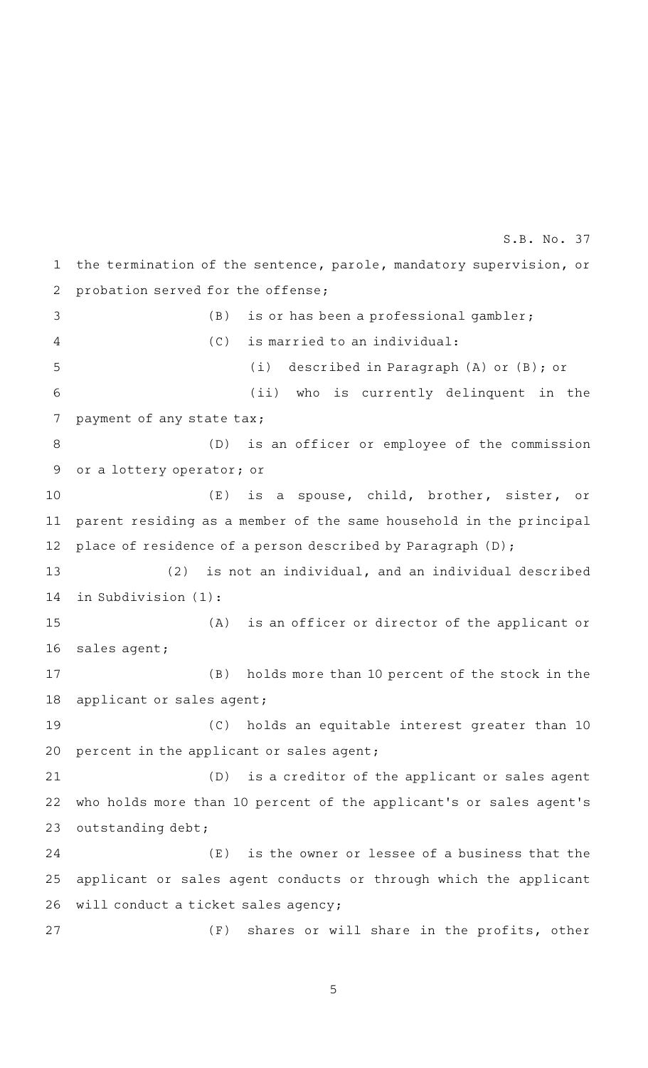the termination of the sentence, parole, mandatory supervision, or probation served for the offense;

(B) is or has been a professional gambler;

(C) is married to an individual:

(i) described in Paragraph (A) or (B); or

(ii) who is currently delinquent in the payment of any state tax;

(D) is an officer or employee of the commission or a lottery operator; or

(E) is a spouse, child, brother, sister, or parent residing as a member of the same household in the principal place of residence of a person described by Paragraph (D);

(2) is not an individual, and an individual described in Subdivision (1):

(A) is an officer or director of the applicant or sales agent;

(B) holds more than 10 percent of the stock in the applicant or sales agent;

(C) holds an equitable interest greater than 10 percent in the applicant or sales agent;

(D) is a creditor of the applicant or sales agent who holds more than 10 percent of the applicant's or sales agent's outstanding debt;

(E) is the owner or lessee of a business that the applicant or sales agent conducts or through which the applicant will conduct a ticket sales agency;

(F) shares or will share in the profits, other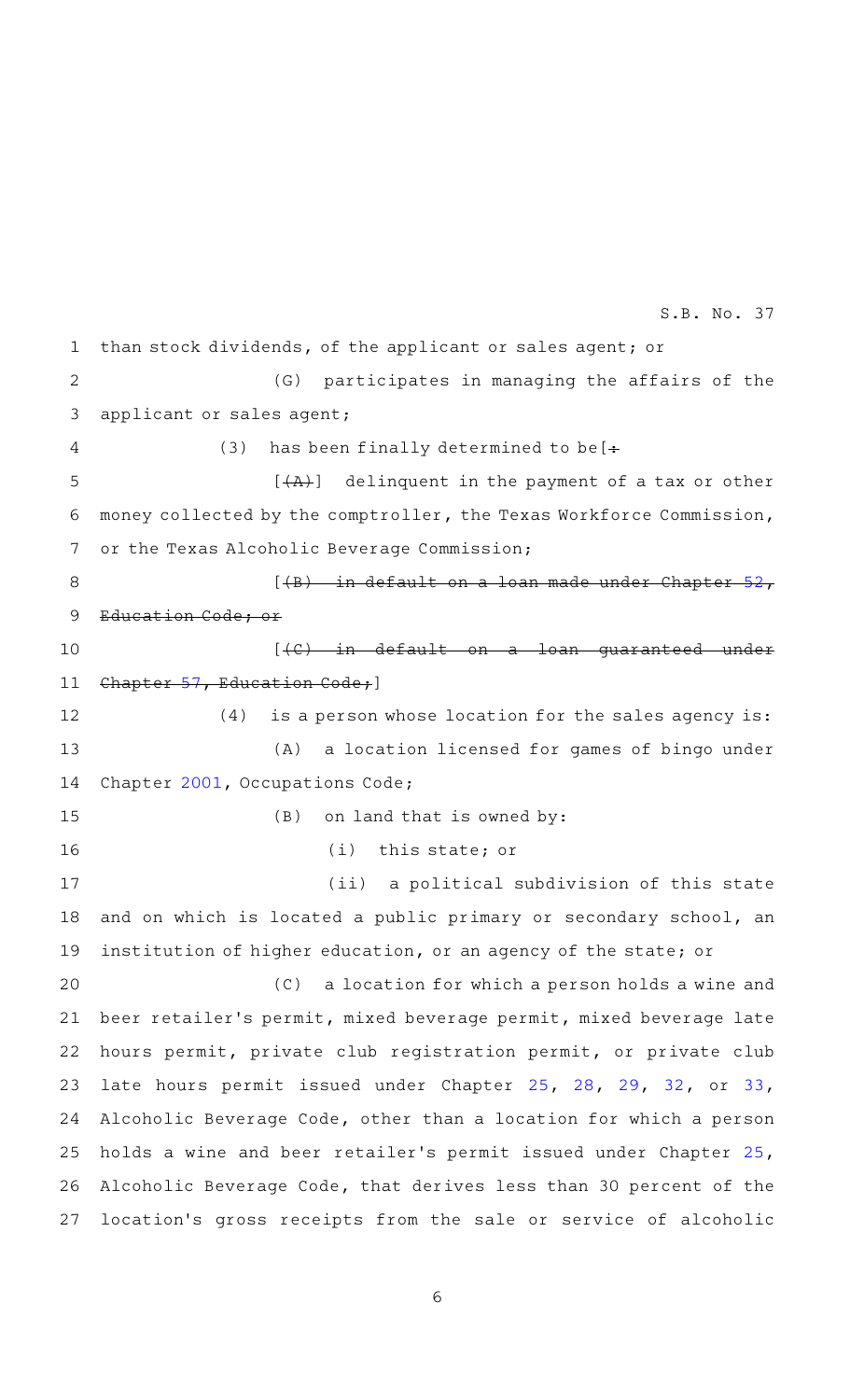than stock dividends, of the applicant or sales agent; or

(G) participates in managing the affairs of the applicant or sales agent;

(3) has been finally determined to be[~~:~~

[~~(A)~~] delinquent in the payment of a tax or other money collected by the comptroller, the Texas Workforce Commission, or the Texas Alcoholic Beverage Commission;

[~~(B) in default on a loan made under Chapter 52, Education Code; or~~

[~~(C) in default on a loan guaranteed under Chapter 57, Education Code;~~]

(4) is a person whose location for the sales agency is:

(A) a location licensed for games of bingo under Chapter 2001, Occupations Code;

(B) on land that is owned by:

(i) this state; or

(ii) a political subdivision of this state and on which is located a public primary or secondary school, an institution of higher education, or an agency of the state; or

(C) a location for which a person holds a wine and beer retailer's permit, mixed beverage permit, mixed beverage late hours permit, private club registration permit, or private club late hours permit issued under Chapter 25, 28, 29, 32, or 33, Alcoholic Beverage Code, other than a location for which a person holds a wine and beer retailer's permit issued under Chapter 25, Alcoholic Beverage Code, that derives less than 30 percent of the location's gross receipts from the sale or service of alcoholic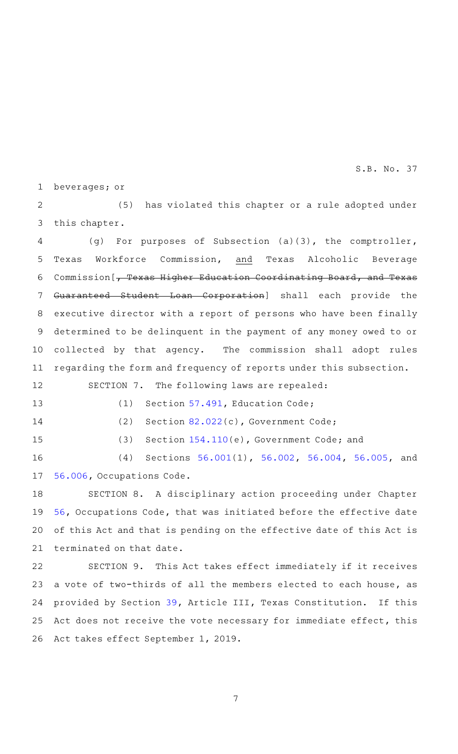beverages; or

(5) has violated this chapter or a rule adopted under this chapter.

(g) For purposes of Subsection (a)(3), the comptroller, Texas Workforce Commission, and Texas Alcoholic Beverage Commission[~~, Texas Higher Education Coordinating Board, and Texas Guaranteed Student Loan Corporation~~] shall each provide the executive director with a report of persons who have been finally determined to be delinquent in the payment of any money owed to or collected by that agency. The commission shall adopt rules regarding the form and frequency of reports under this subsection.

SECTION 7. The following laws are repealed:

(1) Section 57.491, Education Code;

(2) Section 82.022(c), Government Code;

(3) Section 154.110(e), Government Code; and

(4) Sections 56.001(1), 56.002, 56.004, 56.005, and 56.006, Occupations Code.

SECTION 8. A disciplinary action proceeding under Chapter 56, Occupations Code, that was initiated before the effective date of this Act and that is pending on the effective date of this Act is terminated on that date.

SECTION 9. This Act takes effect immediately if it receives a vote of two-thirds of all the members elected to each house, as provided by Section 39, Article III, Texas Constitution. If this Act does not receive the vote necessary for immediate effect, this Act takes effect September 1, 2019.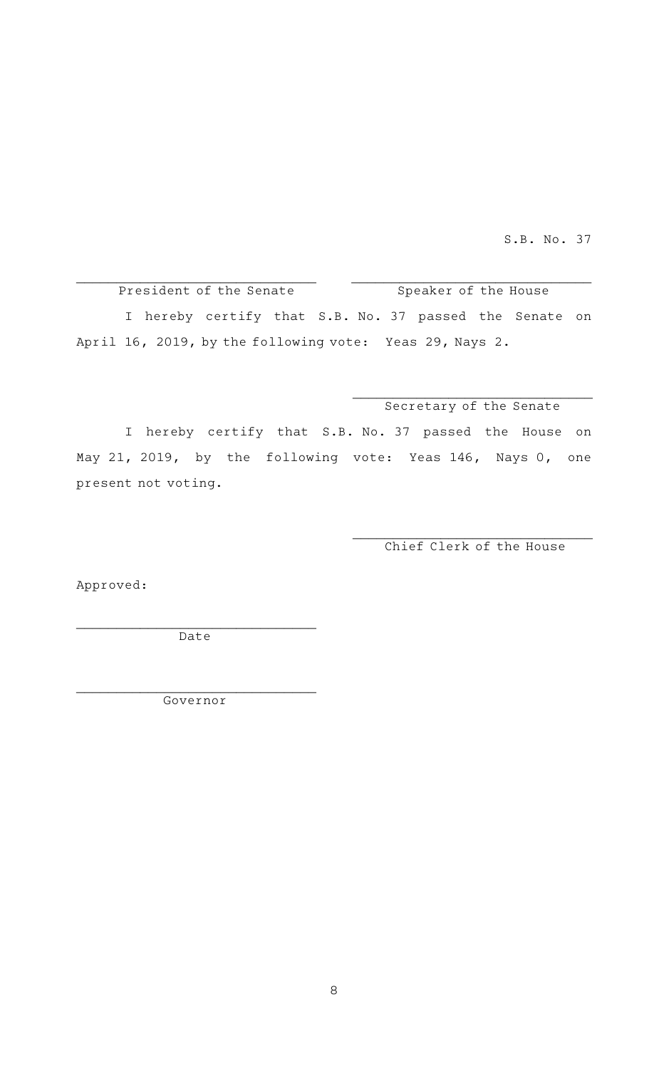S.B. No. 37

______________________________ ______________________________
President of the Senate Speaker of the House

I hereby certify that S.B. No. 37 passed the Senate on April 16, 2019, by the following vote: Yeas 29, Nays 2.

______________________________
Secretary of the Senate

I hereby certify that S.B. No. 37 passed the House on May 21, 2019, by the following vote: Yeas 146, Nays 0, one present not voting.

______________________________
Chief Clerk of the House

Approved:

______________________________
Date

______________________________
Governor